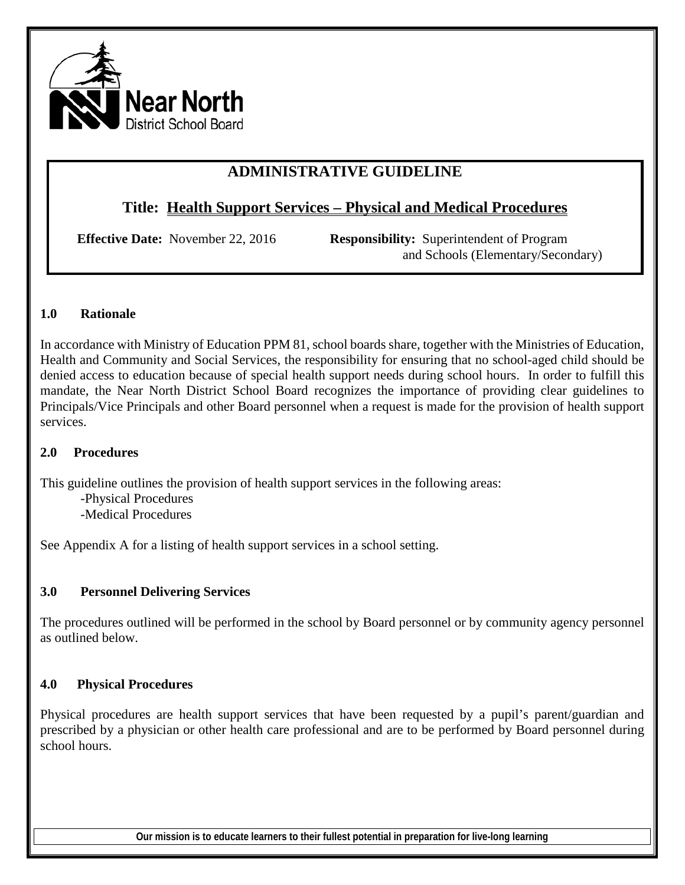Near North District School Board

# ADMINISTRATIVE GUIDELINE

## Title: Health Support Services – Physical and Medical Procedures

**Effective Date:** November 22, 2016

**Responsibility:** Superintendent of Program and Schools (Elementary/Secondary)

### 1.0 Rationale

In accordance with Ministry of Education PPM 81, school boards share, together with the Ministries of Education, Health and Community and Social Services, the responsibility for ensuring that no school-aged child should be denied access to education because of special health support needs during school hours. In order to fulfill this mandate, the Near North District School Board recognizes the importance of providing clear guidelines to Principals/Vice Principals and other Board personnel when a request is made for the provision of health support services.

### 2.0 Procedures

This guideline outlines the provision of health support services in the following areas:

- -Physical Procedures
- -Medical Procedures

See Appendix A for a listing of health support services in a school setting.

### 3.0 Personnel Delivering Services

The procedures outlined will be performed in the school by Board personnel or by community agency personnel as outlined below.

### 4.0 Physical Procedures

Physical procedures are health support services that have been requested by a pupil's parent/guardian and prescribed by a physician or other health care professional and are to be performed by Board personnel during school hours.

**Our mission is to educate learners to their fullest potential in preparation for live-long learning**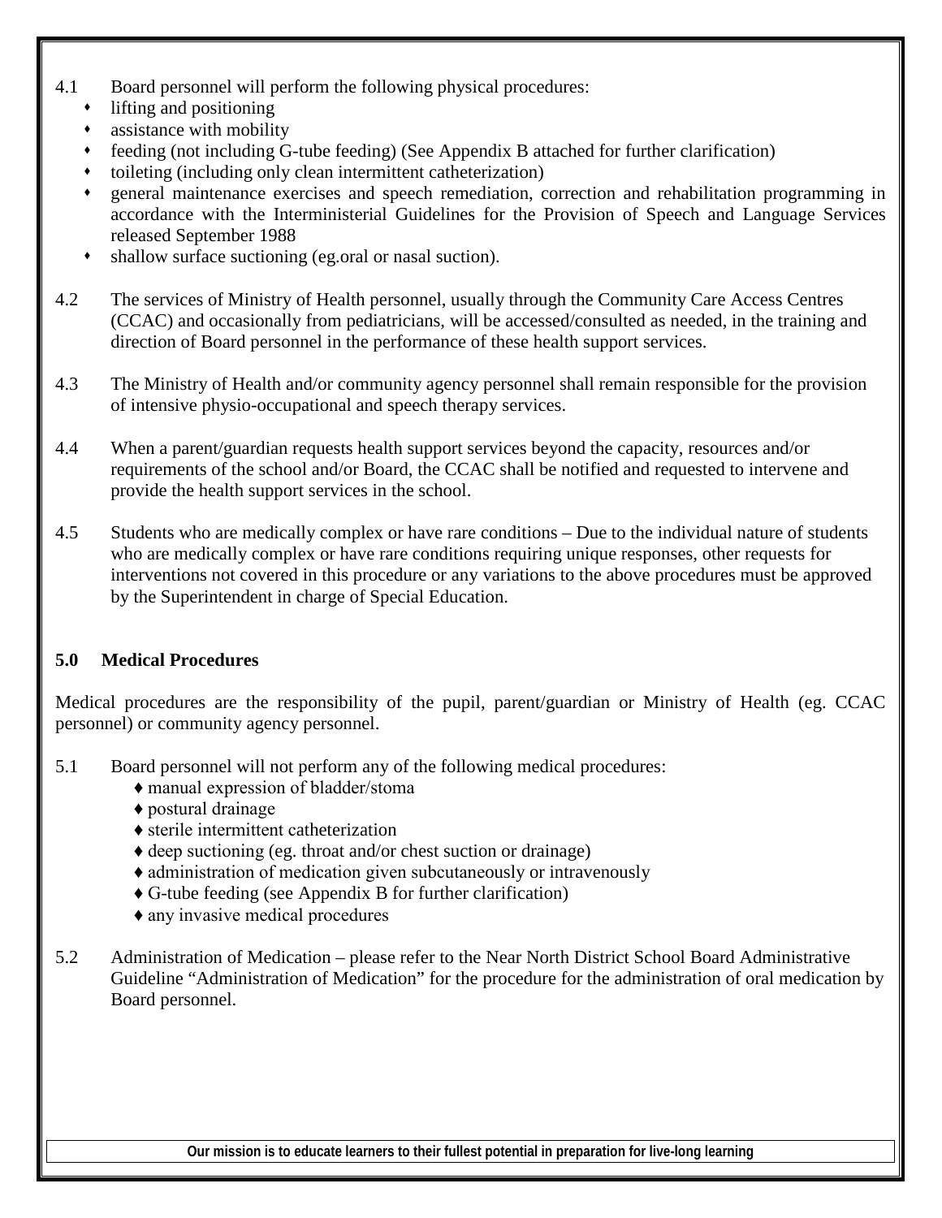4.1 Board personnel will perform the following physical procedures:

- lifting and positioning
- assistance with mobility
- feeding (not including G-tube feeding) (See Appendix B attached for further clarification)
- toileting (including only clean intermittent catheterization)
- general maintenance exercises and speech remediation, correction and rehabilitation programming in accordance with the Interministerial Guidelines for the Provision of Speech and Language Services released September 1988
- shallow surface suctioning (eg.oral or nasal suction).

4.2 The services of Ministry of Health personnel, usually through the Community Care Access Centres (CCAC) and occasionally from pediatricians, will be accessed/consulted as needed, in the training and direction of Board personnel in the performance of these health support services.

4.3 The Ministry of Health and/or community agency personnel shall remain responsible for the provision of intensive physio-occupational and speech therapy services.

4.4 When a parent/guardian requests health support services beyond the capacity, resources and/or requirements of the school and/or Board, the CCAC shall be notified and requested to intervene and provide the health support services in the school.

4.5 Students who are medically complex or have rare conditions – Due to the individual nature of students who are medically complex or have rare conditions requiring unique responses, other requests for interventions not covered in this procedure or any variations to the above procedures must be approved by the Superintendent in charge of Special Education.

## 5.0 Medical Procedures

Medical procedures are the responsibility of the pupil, parent/guardian or Ministry of Health (eg. CCAC personnel) or community agency personnel.

5.1 Board personnel will not perform any of the following medical procedures:

- manual expression of bladder/stoma
- postural drainage
- sterile intermittent catheterization
- deep suctioning (eg. throat and/or chest suction or drainage)
- administration of medication given subcutaneously or intravenously
- G-tube feeding (see Appendix B for further clarification)
- any invasive medical procedures

5.2 Administration of Medication – please refer to the Near North District School Board Administrative Guideline "Administration of Medication" for the procedure for the administration of oral medication by Board personnel.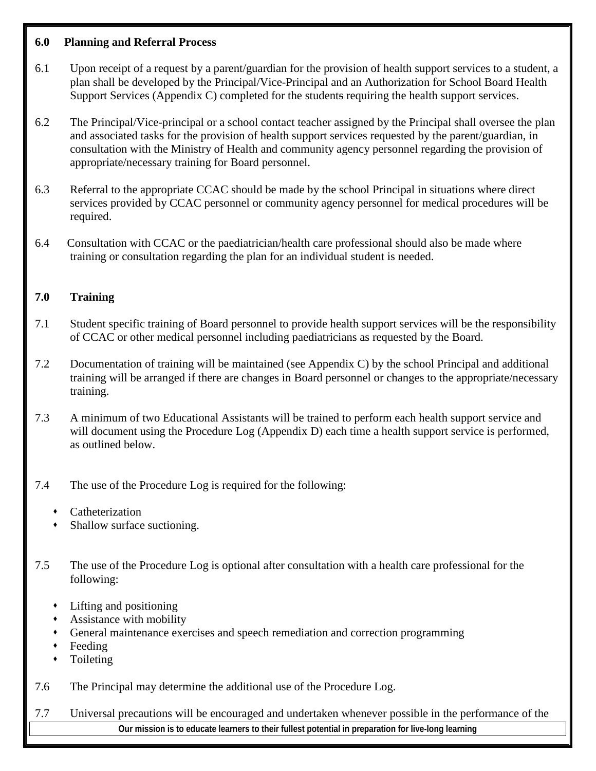## 6.0 Planning and Referral Process

6.1 Upon receipt of a request by a parent/guardian for the provision of health support services to a student, a plan shall be developed by the Principal/Vice-Principal and an Authorization for School Board Health Support Services (Appendix C) completed for the students requiring the health support services.

6.2 The Principal/Vice-principal or a school contact teacher assigned by the Principal shall oversee the plan and associated tasks for the provision of health support services requested by the parent/guardian, in consultation with the Ministry of Health and community agency personnel regarding the provision of appropriate/necessary training for Board personnel.

6.3 Referral to the appropriate CCAC should be made by the school Principal in situations where direct services provided by CCAC personnel or community agency personnel for medical procedures will be required.

6.4 Consultation with CCAC or the paediatrician/health care professional should also be made where training or consultation regarding the plan for an individual student is needed.

## 7.0 Training

7.1 Student specific training of Board personnel to provide health support services will be the responsibility of CCAC or other medical personnel including paediatricians as requested by the Board.

7.2 Documentation of training will be maintained (see Appendix C) by the school Principal and additional training will be arranged if there are changes in Board personnel or changes to the appropriate/necessary training.

7.3 A minimum of two Educational Assistants will be trained to perform each health support service and will document using the Procedure Log (Appendix D) each time a health support service is performed, as outlined below.

7.4 The use of the Procedure Log is required for the following:

- Catheterization
- Shallow surface suctioning.

7.5 The use of the Procedure Log is optional after consultation with a health care professional for the following:

- Lifting and positioning
- Assistance with mobility
- General maintenance exercises and speech remediation and correction programming
- Feeding
- Toileting

7.6 The Principal may determine the additional use of the Procedure Log.

7.7 Universal precautions will be encouraged and undertaken whenever possible in the performance of the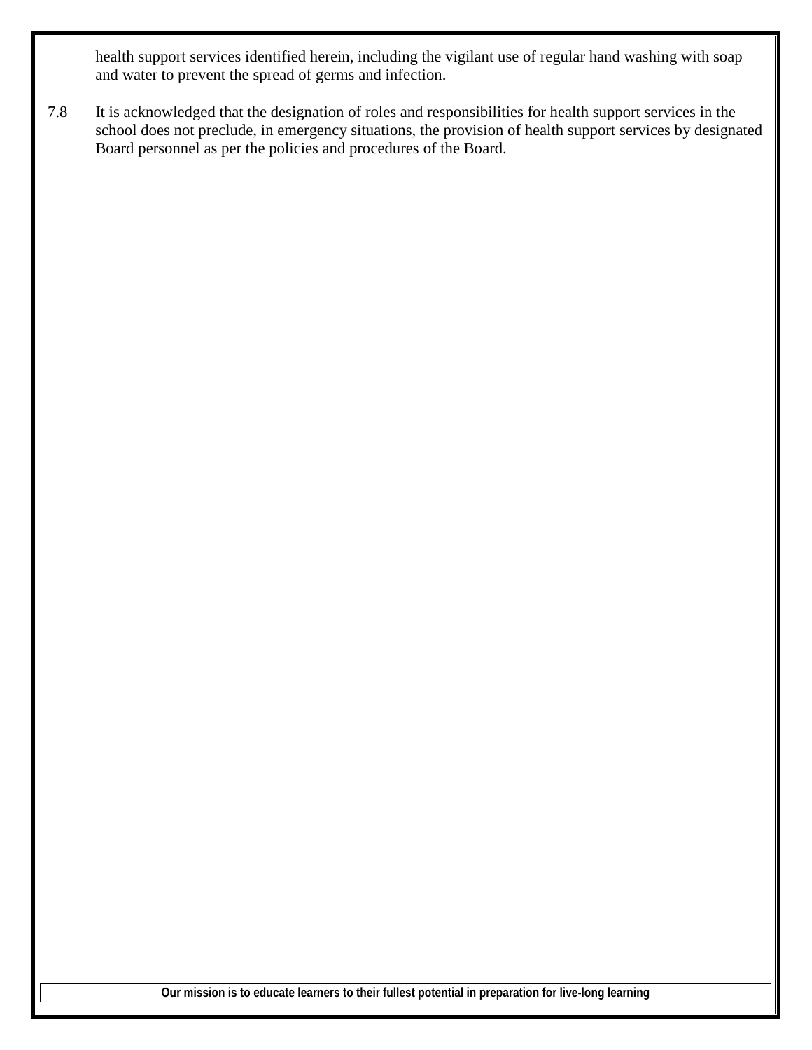health support services identified herein, including the vigilant use of regular hand washing with soap and water to prevent the spread of germs and infection.

7.8 It is acknowledged that the designation of roles and responsibilities for health support services in the school does not preclude, in emergency situations, the provision of health support services by designated Board personnel as per the policies and procedures of the Board.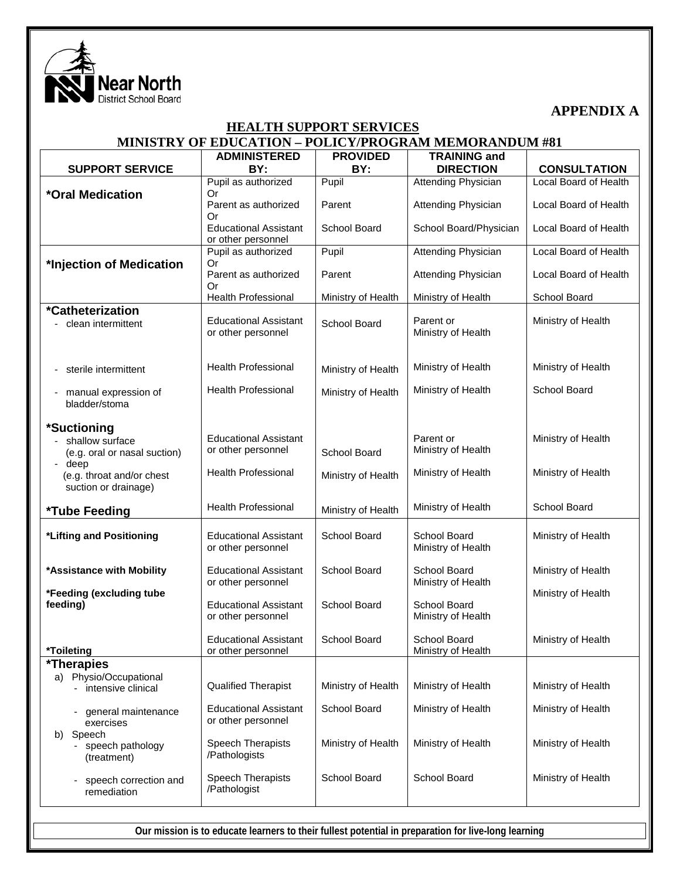Near North District School Board

**APPENDIX A**

## HEALTH SUPPORT SERVICES
## MINISTRY OF EDUCATION – POLICY/PROGRAM MEMORANDUM #81

| SUPPORT SERVICE | ADMINISTERED BY: | PROVIDED BY: | TRAINING and DIRECTION | CONSULTATION |
|---|---|---|---|---|
| **\*Oral Medication** | Pupil as authorized Or | Pupil | Attending Physician | Local Board of Health |
| | Parent as authorized Or | Parent | Attending Physician | Local Board of Health |
| | Educational Assistant or other personnel | School Board | School Board/Physician | Local Board of Health |
| **\*Injection of Medication** | Pupil as authorized Or | Pupil | Attending Physician | Local Board of Health |
| | Parent as authorized Or | Parent | Attending Physician | Local Board of Health |
| | Health Professional | Ministry of Health | Ministry of Health | School Board |
| **\*Catheterization** | | | | |
| - clean intermittent | Educational Assistant or other personnel | School Board | Parent or Ministry of Health | Ministry of Health |
| - sterile intermittent | Health Professional | Ministry of Health | Ministry of Health | Ministry of Health |
| - manual expression of bladder/stoma | Health Professional | Ministry of Health | Ministry of Health | School Board |
| **\*Suctioning** | | | | |
| - shallow surface (e.g. oral or nasal suction) | Educational Assistant or other personnel | School Board | Parent or Ministry of Health | Ministry of Health |
| - deep (e.g. throat and/or chest suction or drainage) | Health Professional | Ministry of Health | Ministry of Health | Ministry of Health |
| **\*Tube Feeding** | Health Professional | Ministry of Health | Ministry of Health | School Board |
| **\*Lifting and Positioning** | Educational Assistant or other personnel | School Board | School Board Ministry of Health | Ministry of Health |
| **\*Assistance with Mobility** | Educational Assistant or other personnel | School Board | School Board Ministry of Health | Ministry of Health |
| **\*Feeding (excluding tube feeding)** | Educational Assistant or other personnel | School Board | School Board Ministry of Health | Ministry of Health |
| **\*Toileting** | Educational Assistant or other personnel | School Board | School Board Ministry of Health | Ministry of Health |
| **\*Therapies** | | | | |
| a) Physio/Occupational - intensive clinical | Qualified Therapist | Ministry of Health | Ministry of Health | Ministry of Health |
| - general maintenance exercises | Educational Assistant or other personnel | School Board | Ministry of Health | Ministry of Health |
| b) Speech - speech pathology (treatment) | Speech Therapists /Pathologists | Ministry of Health | Ministry of Health | Ministry of Health |
| - speech correction and remediation | Speech Therapists /Pathologist | School Board | School Board | Ministry of Health |

**Our mission is to educate learners to their fullest potential in preparation for live-long learning**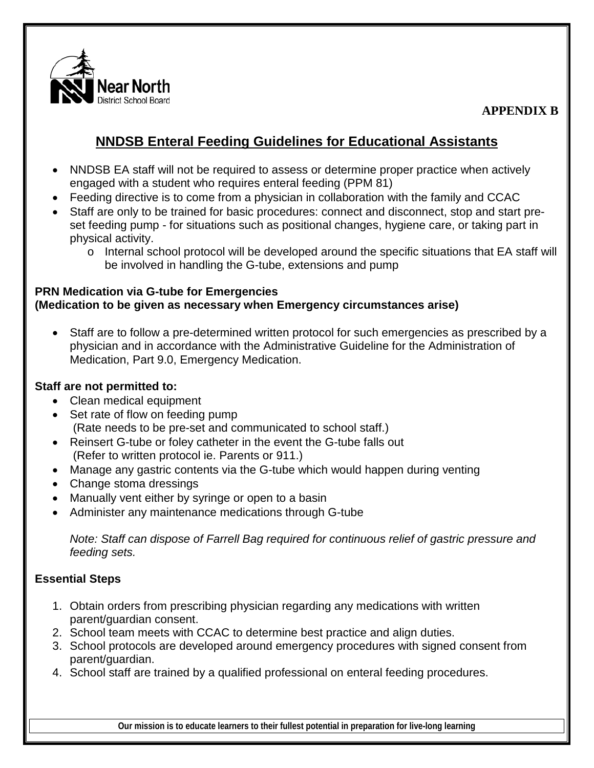**APPENDIX B**

# NNDSB Enteral Feeding Guidelines for Educational Assistants

- NNDSB EA staff will not be required to assess or determine proper practice when actively engaged with a student who requires enteral feeding (PPM 81)
- Feeding directive is to come from a physician in collaboration with the family and CCAC
- Staff are only to be trained for basic procedures: connect and disconnect, stop and start pre-set feeding pump - for situations such as positional changes, hygiene care, or taking part in physical activity.
  - Internal school protocol will be developed around the specific situations that EA staff will be involved in handling the G-tube, extensions and pump

**PRN Medication via G-tube for Emergencies**
**(Medication to be given as necessary when Emergency circumstances arise)**

- Staff are to follow a pre-determined written protocol for such emergencies as prescribed by a physician and in accordance with the Administrative Guideline for the Administration of Medication, Part 9.0, Emergency Medication.

**Staff are not permitted to:**

- Clean medical equipment
- Set rate of flow on feeding pump
  (Rate needs to be pre-set and communicated to school staff.)
- Reinsert G-tube or foley catheter in the event the G-tube falls out
  (Refer to written protocol ie. Parents or 911.)
- Manage any gastric contents via the G-tube which would happen during venting
- Change stoma dressings
- Manually vent either by syringe or open to a basin
- Administer any maintenance medications through G-tube

*Note: Staff can dispose of Farrell Bag required for continuous relief of gastric pressure and feeding sets.*

**Essential Steps**

1. Obtain orders from prescribing physician regarding any medications with written parent/guardian consent.
2. School team meets with CCAC to determine best practice and align duties.
3. School protocols are developed around emergency procedures with signed consent from parent/guardian.
4. School staff are trained by a qualified professional on enteral feeding procedures.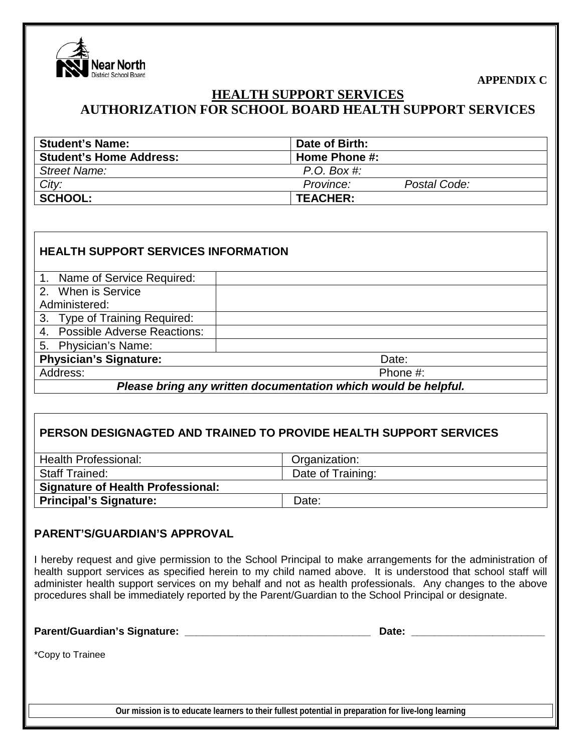Near North District School Board

**APPENDIX C**

# HEALTH SUPPORT SERVICES

## AUTHORIZATION FOR SCHOOL BOARD HEALTH SUPPORT SERVICES

| **Student's Name:** | **Date of Birth:** |
|---|---|
| **Student's Home Address:** | **Home Phone #:** |
| *Street Name:* | *P.O. Box #:* |
| *City:* | *Province:* *Postal Code:* |
| **SCHOOL:** | **TEACHER:** |

| **HEALTH SUPPORT SERVICES INFORMATION** | |
|---|---|
| 1. Name of Service Required: | |
| 2. When is Service Administered: | |
| 3. Type of Training Required: | |
| 4. Possible Adverse Reactions: | |
| 5. Physician's Name: | |
| **Physician's Signature:** | Date: |
| Address: | Phone #: |
| ***Please bring any written documentation which would be helpful.*** | |

| **PERSON DESIGNAGTED AND TRAINED TO PROVIDE HEALTH SUPPORT SERVICES** | |
|---|---|
| Health Professional: | Organization: |
| Staff Trained: | Date of Training: |
| **Signature of Health Professional:** | |
| **Principal's Signature:** | Date: |

**PARENT'S/GUARDIAN'S APPROVAL**

I hereby request and give permission to the School Principal to make arrangements for the administration of health support services as specified herein to my child named above. It is understood that school staff will administer health support services on my behalf and not as health professionals. Any changes to the above procedures shall be immediately reported by the Parent/Guardian to the School Principal or designate.

**Parent/Guardian's Signature:** ________________________________ **Date:** ______________________

*Copy to Trainee

**Our mission is to educate learners to their fullest potential in preparation for live-long learning**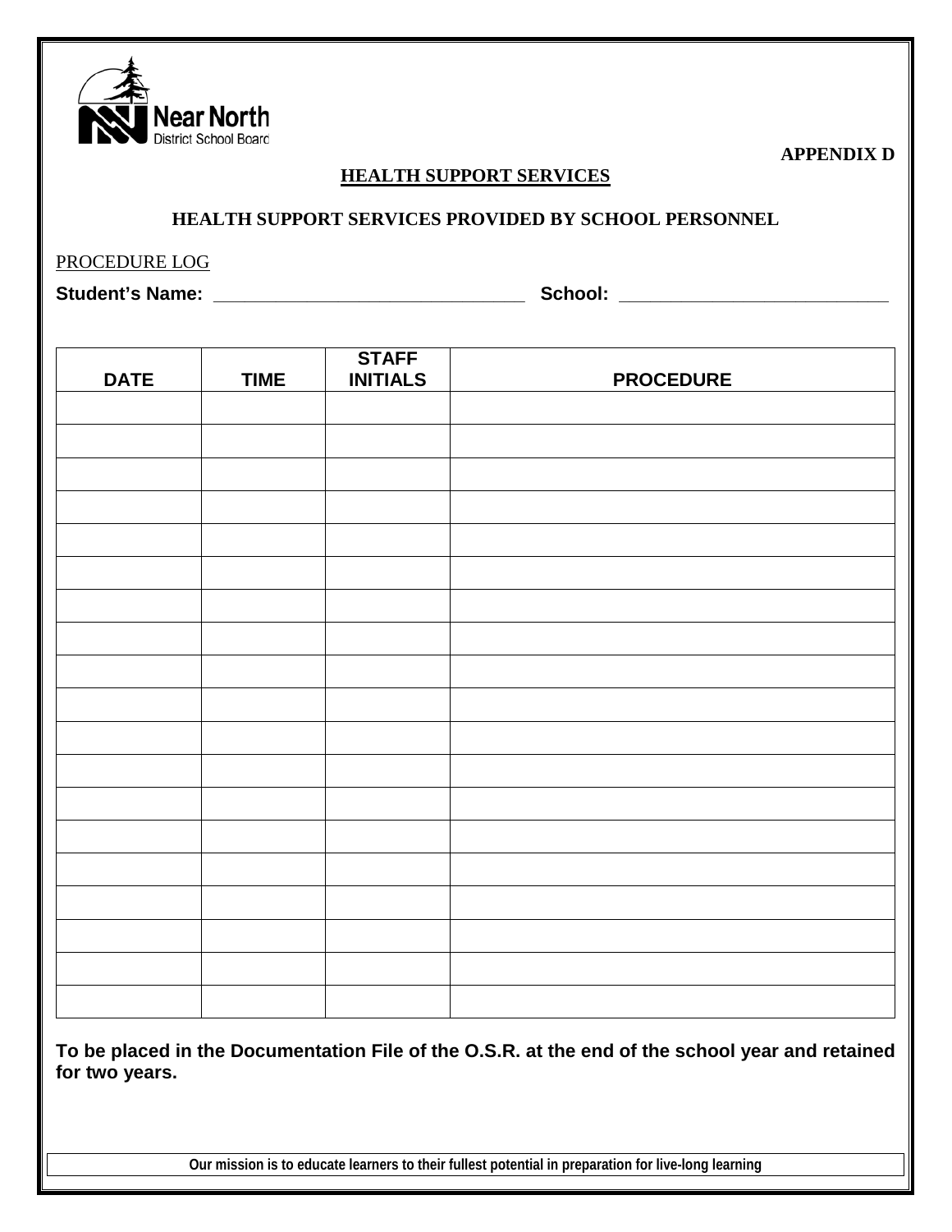Near North District School Board

**APPENDIX D**

## HEALTH SUPPORT SERVICES

### HEALTH SUPPORT SERVICES PROVIDED BY SCHOOL PERSONNEL

PROCEDURE LOG

**Student's Name:** ______________________________ **School:** ___________________________

| DATE | TIME | STAFF INITIALS | PROCEDURE |
|---|---|---|---|
| | | | |
| | | | |
| | | | |
| | | | |
| | | | |
| | | | |
| | | | |
| | | | |
| | | | |
| | | | |
| | | | |
| | | | |
| | | | |
| | | | |
| | | | |
| | | | |
| | | | |
| | | | |
| | | | |

**To be placed in the Documentation File of the O.S.R. at the end of the school year and retained for two years.**

**Our mission is to educate learners to their fullest potential in preparation for live-long learning**